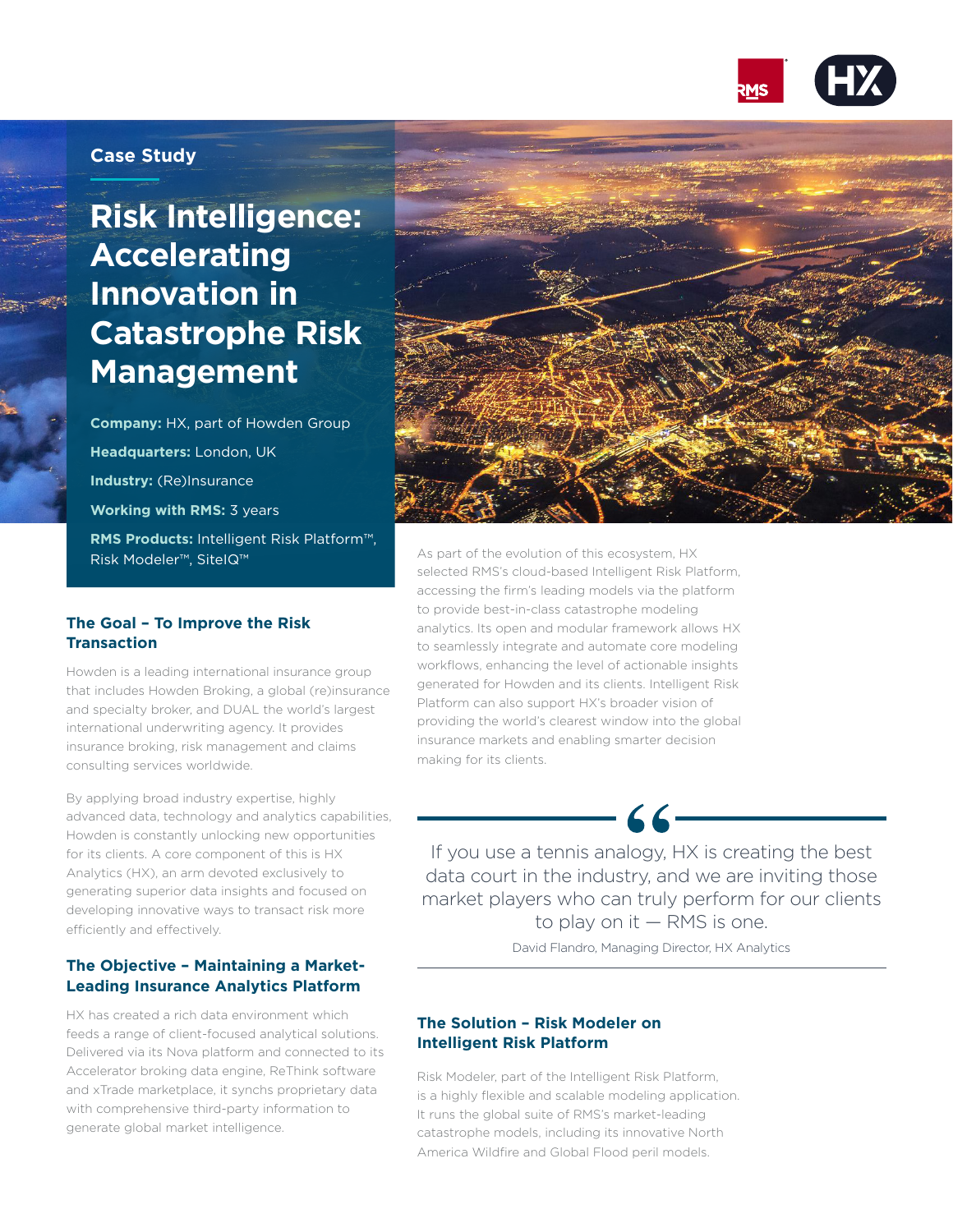Case Study

# Risk Intelligence: Accelerating Innovation in Catastrophe Risk Management

**Company:** HX, part of Howden Group

**Headquarters:** London, UK

**Industry:** (Re)Insurance

**Working with RMS:** 3 years

**RMS Products:** Intelligent Risk Platform™, Risk Modeler™, SiteIQ™

## The Goal – To Improve the Risk Transaction

Howden is a leading international insurance group that includes Howden Broking, a global (re)insurance and specialty broker, and DUAL the world's largest international underwriting agency. It provides insurance broking, risk management and claims consulting services worldwide.

By applying broad industry expertise, highly advanced data, technology and analytics capabilities, Howden is constantly unlocking new opportunities for its clients. A core component of this is HX Analytics (HX), an arm devoted exclusively to generating superior data insights and focused on developing innovative ways to transact risk more efficiently and effectively.

## The Objective – Maintaining a Market-Leading Insurance Analytics Platform

HX has created a rich data environment which feeds a range of client-focused analytical solutions. Delivered via its Nova platform and connected to its Accelerator broking data engine, ReThink software and xTrade marketplace, it synchs proprietary data with comprehensive third-party information to generate global market intelligence.

As part of the evolution of this ecosystem, HX selected RMS's cloud-based Intelligent Risk Platform, accessing the firm's leading models via the platform to provide best-in-class catastrophe modeling analytics. Its open and modular framework allows HX to seamlessly integrate and automate core modeling workflows, enhancing the level of actionable insights generated for Howden and its clients. Intelligent Risk Platform can also support HX's broader vision of providing the world's clearest window into the global insurance markets and enabling smarter decision making for its clients.

> If you use a tennis analogy, HX is creating the best data court in the industry, and we are inviting those market players who can truly perform for our clients to play on it — RMS is one.
>
> David Flandro, Managing Director, HX Analytics

## The Solution – Risk Modeler on Intelligent Risk Platform

Risk Modeler, part of the Intelligent Risk Platform, is a highly flexible and scalable modeling application. It runs the global suite of RMS's market-leading catastrophe models, including its innovative North America Wildfire and Global Flood peril models.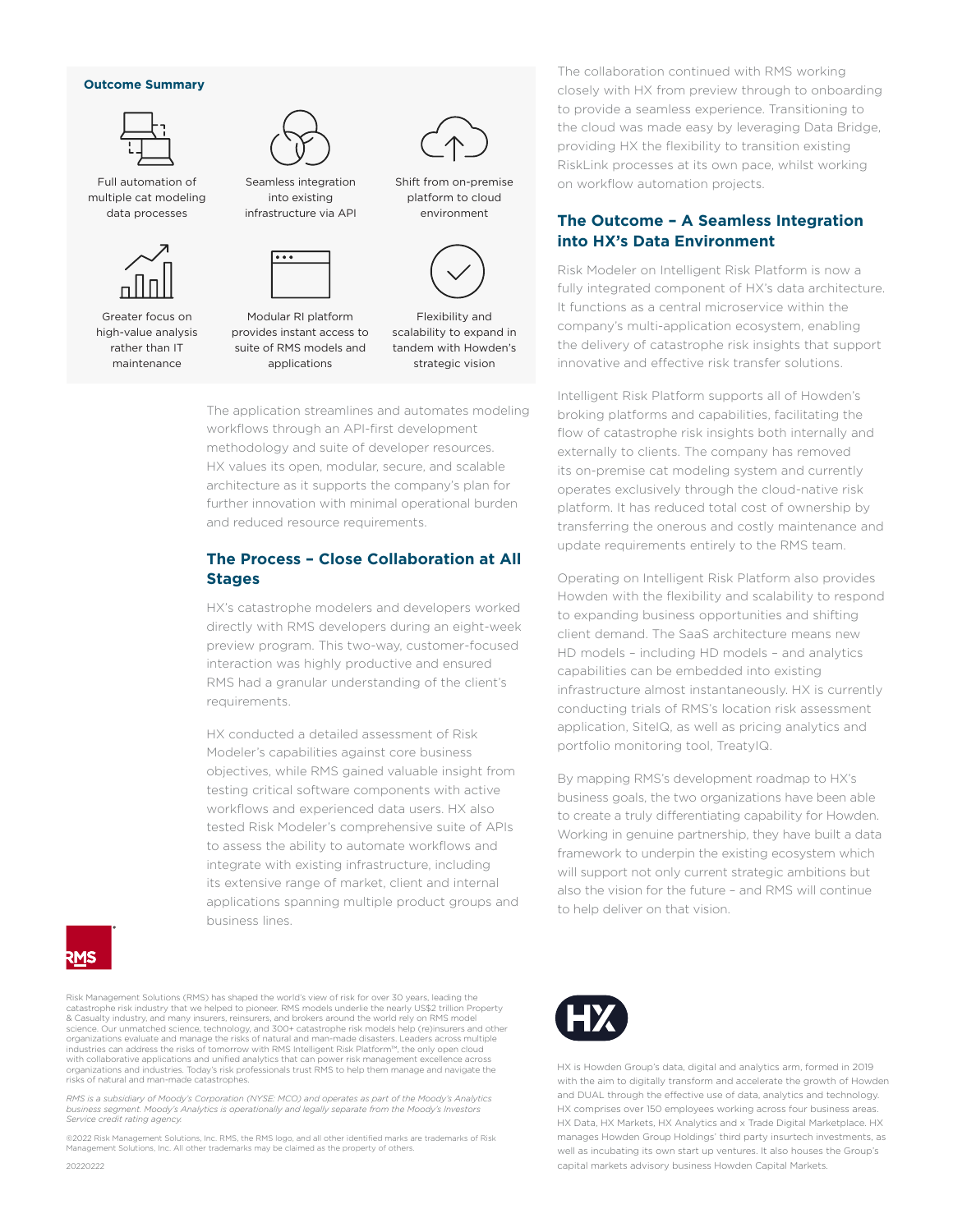**Outcome Summary**

- Full automation of multiple cat modeling data processes
- Seamless integration into existing infrastructure via API
- Shift from on-premise platform to cloud environment
- Greater focus on high-value analysis rather than IT maintenance
- Modular RI platform provides instant access to suite of RMS models and applications
- Flexibility and scalability to expand in tandem with Howden's strategic vision

The application streamlines and automates modeling workflows through an API-first development methodology and suite of developer resources. HX values its open, modular, secure, and scalable architecture as it supports the company's plan for further innovation with minimal operational burden and reduced resource requirements.

## The Process – Close Collaboration at All Stages

HX's catastrophe modelers and developers worked directly with RMS developers during an eight-week preview program. This two-way, customer-focused interaction was highly productive and ensured RMS had a granular understanding of the client's requirements.

HX conducted a detailed assessment of Risk Modeler's capabilities against core business objectives, while RMS gained valuable insight from testing critical software components with active workflows and experienced data users. HX also tested Risk Modeler's comprehensive suite of APIs to assess the ability to automate workflows and integrate with existing infrastructure, including its extensive range of market, client and internal applications spanning multiple product groups and business lines.

The collaboration continued with RMS working closely with HX from preview through to onboarding to provide a seamless experience. Transitioning to the cloud was made easy by leveraging Data Bridge, providing HX the flexibility to transition existing RiskLink processes at its own pace, whilst working on workflow automation projects.

## The Outcome – A Seamless Integration into HX's Data Environment

Risk Modeler on Intelligent Risk Platform is now a fully integrated component of HX's data architecture. It functions as a central microservice within the company's multi-application ecosystem, enabling the delivery of catastrophe risk insights that support innovative and effective risk transfer solutions.

Intelligent Risk Platform supports all of Howden's broking platforms and capabilities, facilitating the flow of catastrophe risk insights both internally and externally to clients. The company has removed its on-premise cat modeling system and currently operates exclusively through the cloud-native risk platform. It has reduced total cost of ownership by transferring the onerous and costly maintenance and update requirements entirely to the RMS team.

Operating on Intelligent Risk Platform also provides Howden with the flexibility and scalability to respond to expanding business opportunities and shifting client demand. The SaaS architecture means new HD models – including HD models – and analytics capabilities can be embedded into existing infrastructure almost instantaneously. HX is currently conducting trials of RMS's location risk assessment application, SiteIQ, as well as pricing analytics and portfolio monitoring tool, TreatyIQ.

By mapping RMS's development roadmap to HX's business goals, the two organizations have been able to create a truly differentiating capability for Howden. Working in genuine partnership, they have built a data framework to underpin the existing ecosystem which will support not only current strategic ambitions but also the vision for the future – and RMS will continue to help deliver on that vision.

RMS

Risk Management Solutions (RMS) has shaped the world's view of risk for over 30 years, leading the catastrophe risk industry that we helped to pioneer. RMS models underlie the nearly US$2 trillion Property & Casualty industry, and many insurers, reinsurers, and brokers around the world rely on RMS model science. Our unmatched science, technology, and 300+ catastrophe risk models help (re)insurers and other organizations evaluate and manage the risks of natural and man-made disasters. Leaders across multiple industries can address the risks of tomorrow with RMS Intelligent Risk Platform™, the only open cloud with collaborative applications and unified analytics that can power risk management excellence across organizations and industries. Today's risk professionals trust RMS to help them manage and navigate the risks of natural and man-made catastrophes.

*RMS is a subsidiary of Moody's Corporation (NYSE: MCO) and operates as part of the Moody's Analytics business segment. Moody's Analytics is operationally and legally separate from the Moody's Investors Service credit rating agency.*

©2022 Risk Management Solutions, Inc. RMS, the RMS logo, and all other identified marks are trademarks of Risk Management Solutions, Inc. All other trademarks may be claimed as the property of others.

20220222

HX

HX is Howden Group's data, digital and analytics arm, formed in 2019 with the aim to digitally transform and accelerate the growth of Howden and DUAL through the effective use of data, analytics and technology. HX comprises over 150 employees working across four business areas. HX Data, HX Markets, HX Analytics and x Trade Digital Marketplace. HX manages Howden Group Holdings' third party insurtech investments, as well as incubating its own start up ventures. It also houses the Group's capital markets advisory business Howden Capital Markets.